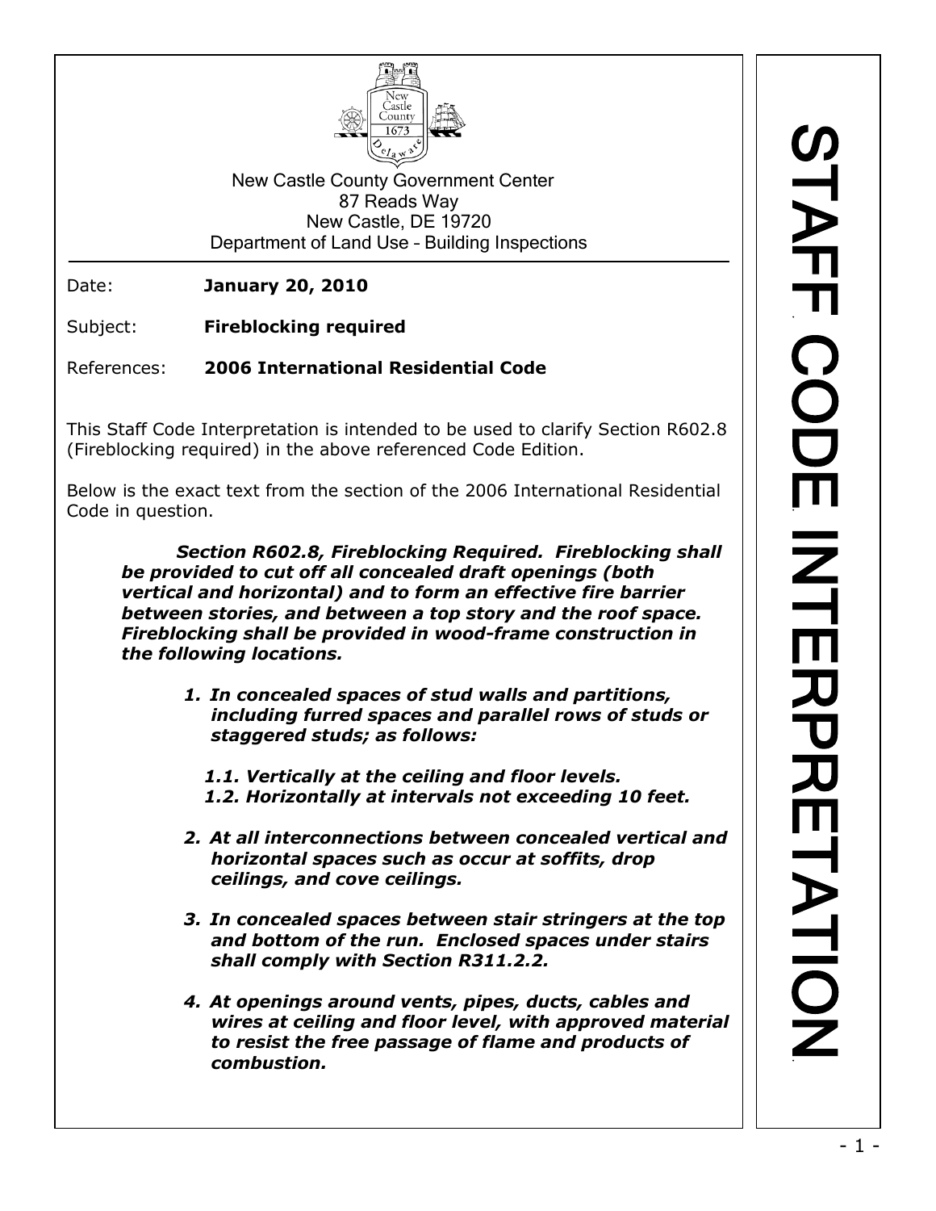New Castle County Government Center
87 Reads Way
New Castle, DE 19720
Department of Land Use – Building Inspections

# STAFF CODE INTERPRETATION

Date: **January 20, 2010**

Subject: **Fireblocking required**

References: **2006 International Residential Code**

This Staff Code Interpretation is intended to be used to clarify Section R602.8 (Fireblocking required) in the above referenced Code Edition.

Below is the exact text from the section of the 2006 International Residential Code in question.

> ***Section R602.8, Fireblocking Required. Fireblocking shall be provided to cut off all concealed draft openings (both vertical and horizontal) and to form an effective fire barrier between stories, and between a top story and the roof space. Fireblocking shall be provided in wood-frame construction in the following locations.***
>
> 1. ***In concealed spaces of stud walls and partitions, including furred spaces and parallel rows of studs or staggered studs; as follows:***
>
>    ***1.1. Vertically at the ceiling and floor levels.***
>    ***1.2. Horizontally at intervals not exceeding 10 feet.***
>
> 2. ***At all interconnections between concealed vertical and horizontal spaces such as occur at soffits, drop ceilings, and cove ceilings.***
>
> 3. ***In concealed spaces between stair stringers at the top and bottom of the run. Enclosed spaces under stairs shall comply with Section R311.2.2.***
>
> 4. ***At openings around vents, pipes, ducts, cables and wires at ceiling and floor level, with approved material to resist the free passage of flame and products of combustion.***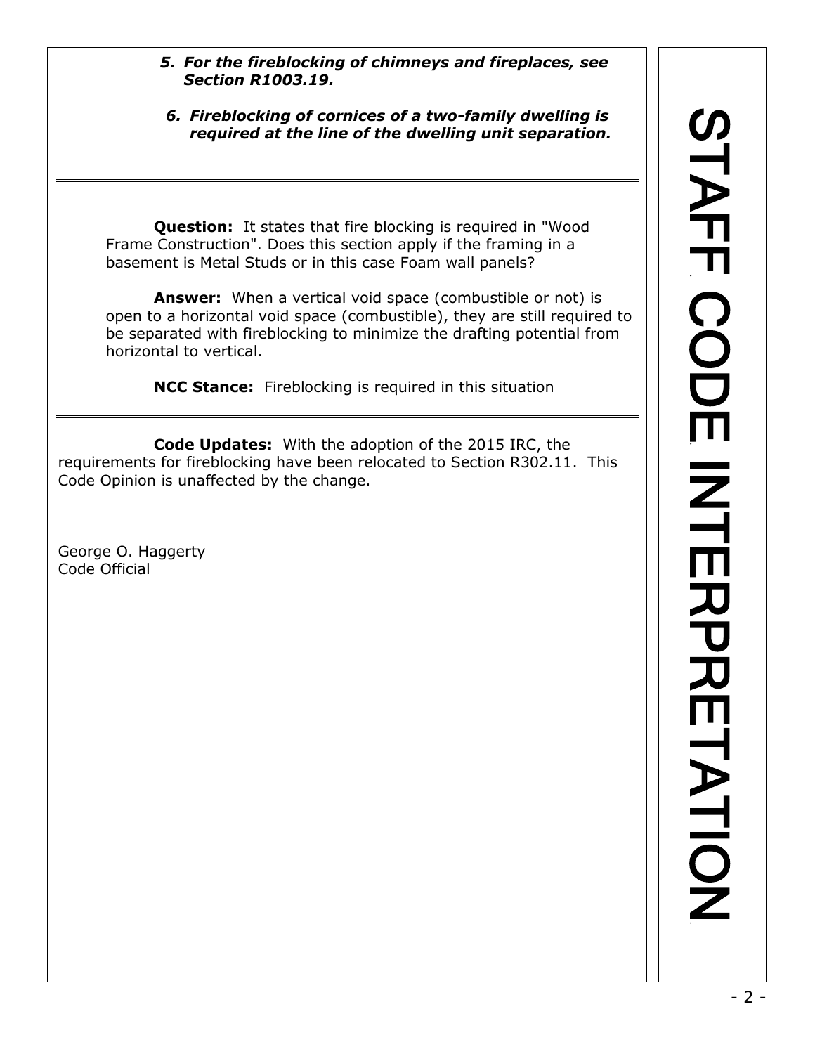*5. For the fireblocking of chimneys and fireplaces, see Section R1003.19.*

*6. Fireblocking of cornices of a two-family dwelling is required at the line of the dwelling unit separation.*

---

**Question:** It states that fire blocking is required in "Wood Frame Construction". Does this section apply if the framing in a basement is Metal Studs or in this case Foam wall panels?

**Answer:** When a vertical void space (combustible or not) is open to a horizontal void space (combustible), they are still required to be separated with fireblocking to minimize the drafting potential from horizontal to vertical.

**NCC Stance:** Fireblocking is required in this situation

---

**Code Updates:** With the adoption of the 2015 IRC, the requirements for fireblocking have been relocated to Section R302.11. This Code Opinion is unaffected by the change.

George O. Haggerty
Code Official

STAFF CODE INTERPRETATION